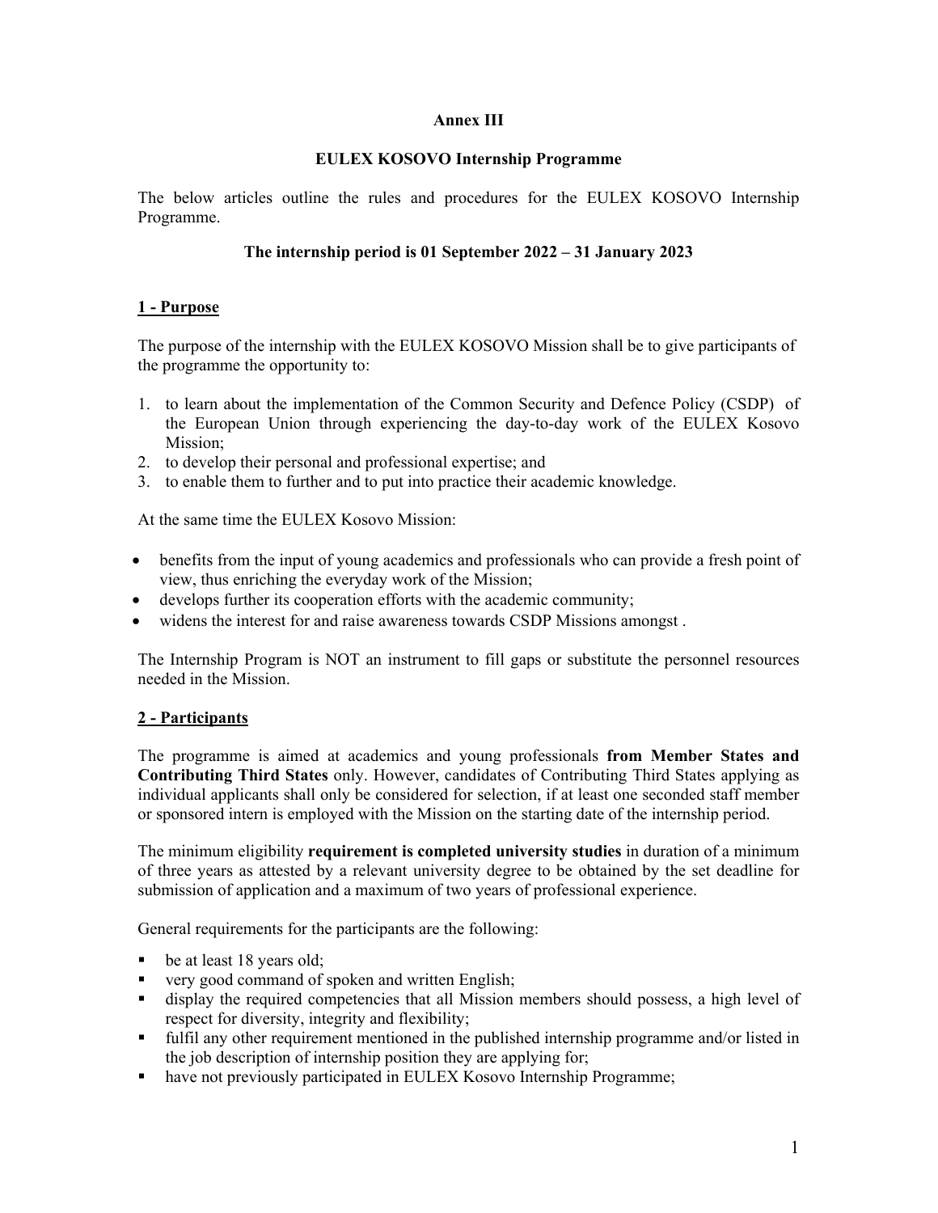**Annex III**

**EULEX KOSOVO Internship Programme**

The below articles outline the rules and procedures for the EULEX KOSOVO Internship Programme.

**The internship period is 01 September 2022 – 31 January 2023**

## 1 - Purpose

The purpose of the internship with the EULEX KOSOVO Mission shall be to give participants of the programme the opportunity to:

1. to learn about the implementation of the Common Security and Defence Policy (CSDP) of the European Union through experiencing the day-to-day work of the EULEX Kosovo Mission;
2. to develop their personal and professional expertise; and
3. to enable them to further and to put into practice their academic knowledge.

At the same time the EULEX Kosovo Mission:

- benefits from the input of young academics and professionals who can provide a fresh point of view, thus enriching the everyday work of the Mission;
- develops further its cooperation efforts with the academic community;
- widens the interest for and raise awareness towards CSDP Missions amongst .

The Internship Program is NOT an instrument to fill gaps or substitute the personnel resources needed in the Mission.

## 2 - Participants

The programme is aimed at academics and young professionals **from Member States and Contributing Third States** only. However, candidates of Contributing Third States applying as individual applicants shall only be considered for selection, if at least one seconded staff member or sponsored intern is employed with the Mission on the starting date of the internship period.

The minimum eligibility **requirement is completed university studies** in duration of a minimum of three years as attested by a relevant university degree to be obtained by the set deadline for submission of application and a maximum of two years of professional experience.

General requirements for the participants are the following:

- be at least 18 years old;
- very good command of spoken and written English;
- display the required competencies that all Mission members should possess, a high level of respect for diversity, integrity and flexibility;
- fulfil any other requirement mentioned in the published internship programme and/or listed in the job description of internship position they are applying for;
- have not previously participated in EULEX Kosovo Internship Programme;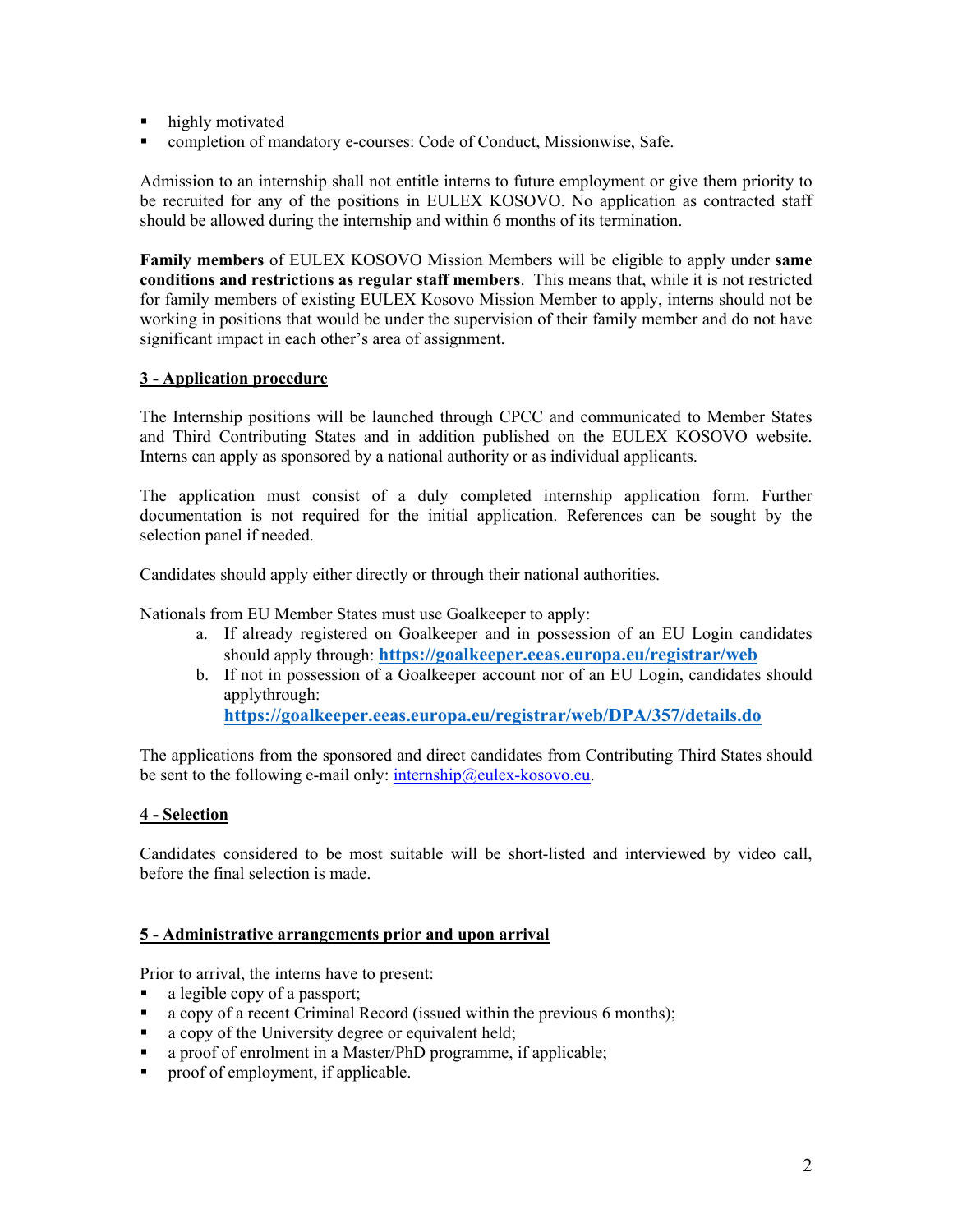- highly motivated
- completion of mandatory e-courses: Code of Conduct, Missionwise, Safe.

Admission to an internship shall not entitle interns to future employment or give them priority to be recruited for any of the positions in EULEX KOSOVO. No application as contracted staff should be allowed during the internship and within 6 months of its termination.

**Family members** of EULEX KOSOVO Mission Members will be eligible to apply under **same conditions and restrictions as regular staff members**. This means that, while it is not restricted for family members of existing EULEX Kosovo Mission Member to apply, interns should not be working in positions that would be under the supervision of their family member and do not have significant impact in each other's area of assignment.

## 3 - Application procedure

The Internship positions will be launched through CPCC and communicated to Member States and Third Contributing States and in addition published on the EULEX KOSOVO website. Interns can apply as sponsored by a national authority or as individual applicants.

The application must consist of a duly completed internship application form. Further documentation is not required for the initial application. References can be sought by the selection panel if needed.

Candidates should apply either directly or through their national authorities.

Nationals from EU Member States must use Goalkeeper to apply:

a. If already registered on Goalkeeper and in possession of an EU Login candidates should apply through: **https://goalkeeper.eeas.europa.eu/registrar/web**
b. If not in possession of a Goalkeeper account nor of an EU Login, candidates should applythrough: **https://goalkeeper.eeas.europa.eu/registrar/web/DPA/357/details.do**

The applications from the sponsored and direct candidates from Contributing Third States should be sent to the following e-mail only: internship@eulex-kosovo.eu.

## 4 - Selection

Candidates considered to be most suitable will be short-listed and interviewed by video call, before the final selection is made.

## 5 - Administrative arrangements prior and upon arrival

Prior to arrival, the interns have to present:

- a legible copy of a passport;
- a copy of a recent Criminal Record (issued within the previous 6 months);
- a copy of the University degree or equivalent held;
- a proof of enrolment in a Master/PhD programme, if applicable;
- proof of employment, if applicable.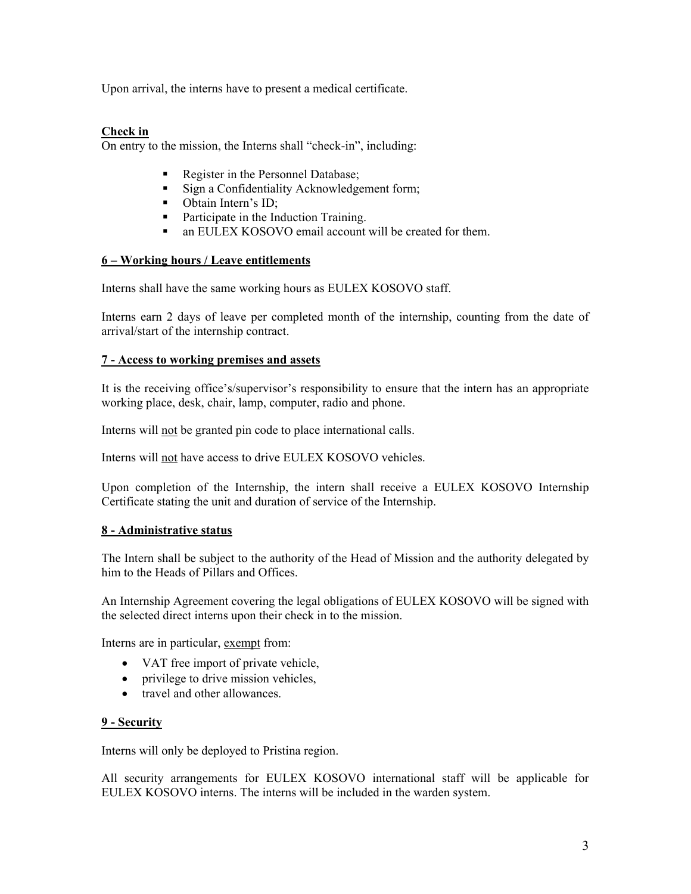Upon arrival, the interns have to present a medical certificate.

**Check in**

On entry to the mission, the Interns shall "check-in", including:

- Register in the Personnel Database;
- Sign a Confidentiality Acknowledgement form;
- Obtain Intern's ID;
- Participate in the Induction Training.
- an EULEX KOSOVO email account will be created for them.

## 6 – Working hours / Leave entitlements

Interns shall have the same working hours as EULEX KOSOVO staff.

Interns earn 2 days of leave per completed month of the internship, counting from the date of arrival/start of the internship contract.

## 7 - Access to working premises and assets

It is the receiving office's/supervisor's responsibility to ensure that the intern has an appropriate working place, desk, chair, lamp, computer, radio and phone.

Interns will not be granted pin code to place international calls.

Interns will not have access to drive EULEX KOSOVO vehicles.

Upon completion of the Internship, the intern shall receive a EULEX KOSOVO Internship Certificate stating the unit and duration of service of the Internship.

## 8 - Administrative status

The Intern shall be subject to the authority of the Head of Mission and the authority delegated by him to the Heads of Pillars and Offices.

An Internship Agreement covering the legal obligations of EULEX KOSOVO will be signed with the selected direct interns upon their check in to the mission.

Interns are in particular, exempt from:

- VAT free import of private vehicle,
- privilege to drive mission vehicles,
- travel and other allowances.

## 9 - Security

Interns will only be deployed to Pristina region.

All security arrangements for EULEX KOSOVO international staff will be applicable for EULEX KOSOVO interns. The interns will be included in the warden system.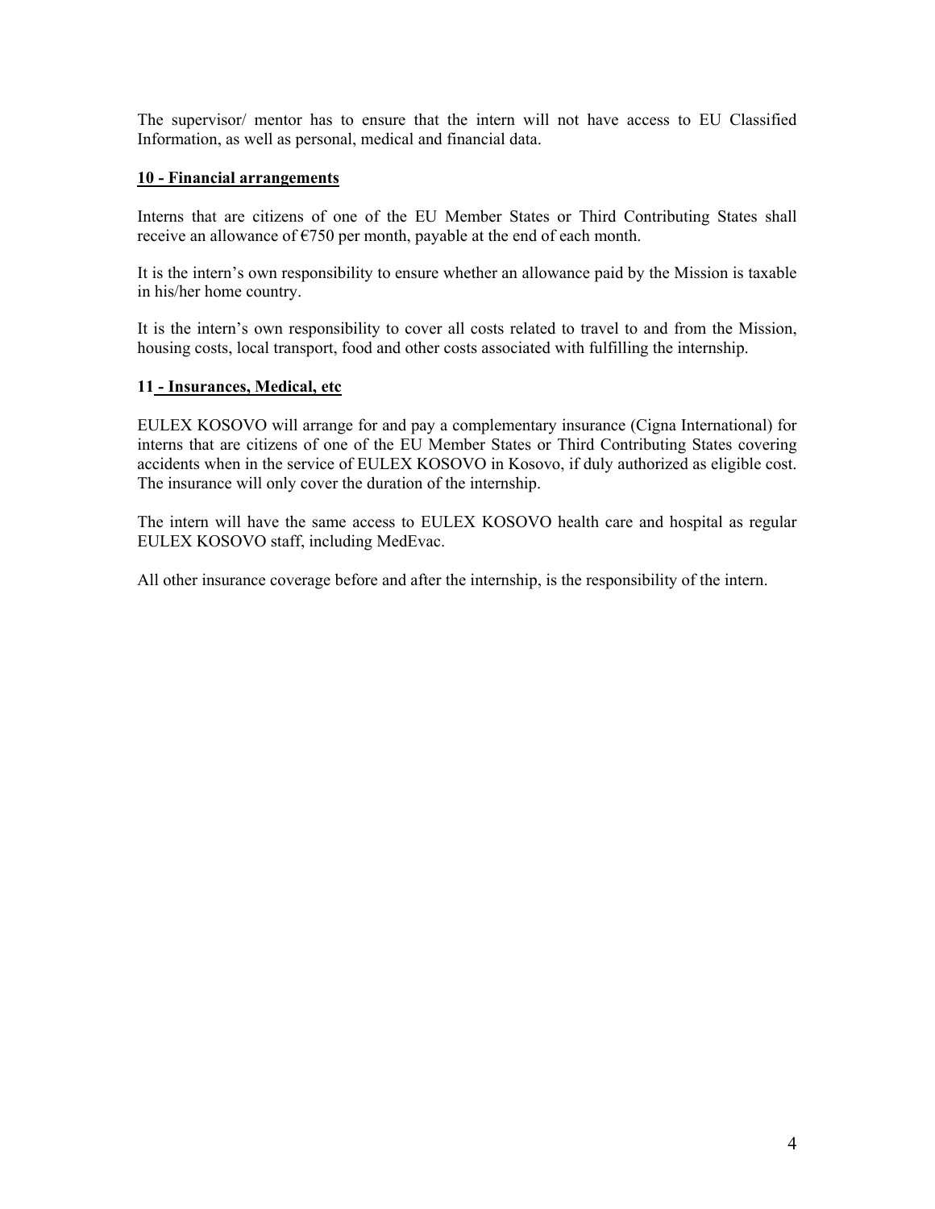The supervisor/ mentor has to ensure that the intern will not have access to EU Classified Information, as well as personal, medical and financial data.

**10 - Financial arrangements**

Interns that are citizens of one of the EU Member States or Third Contributing States shall receive an allowance of €750 per month, payable at the end of each month.

It is the intern's own responsibility to ensure whether an allowance paid by the Mission is taxable in his/her home country.

It is the intern's own responsibility to cover all costs related to travel to and from the Mission, housing costs, local transport, food and other costs associated with fulfilling the internship.

**11 - Insurances, Medical, etc**

EULEX KOSOVO will arrange for and pay a complementary insurance (Cigna International) for interns that are citizens of one of the EU Member States or Third Contributing States covering accidents when in the service of EULEX KOSOVO in Kosovo, if duly authorized as eligible cost. The insurance will only cover the duration of the internship.

The intern will have the same access to EULEX KOSOVO health care and hospital as regular EULEX KOSOVO staff, including MedEvac.

All other insurance coverage before and after the internship, is the responsibility of the intern.